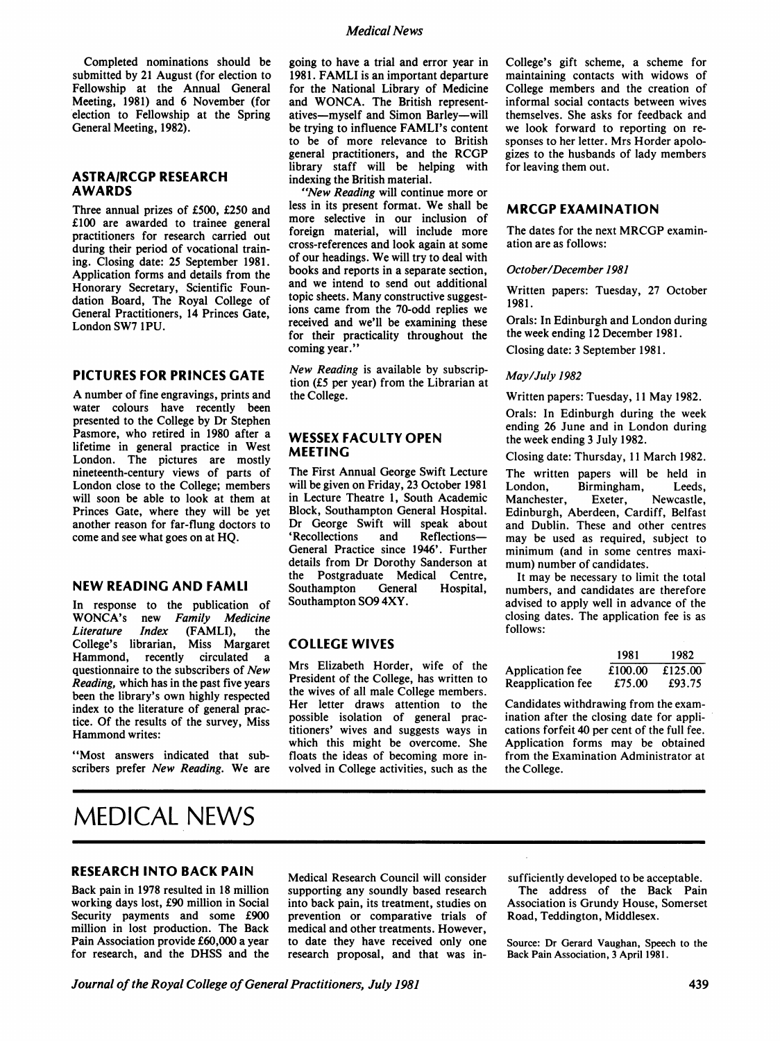Completed nominations should be submitted by 21 August (for election to Fellowship at the Annual General Meeting, 1981) and 6 November (for election to Fellowship at the Spring General Meeting, 1982).

### ASTRA/RCGP RESEARCH AWARDS

Three annual prizes of £500, £250 and £100 are awarded to trainee general practitioners for research carried out during their period of vocational training. Closing date: 25 September 1981. Application forms and details from the Honorary Secretary, Scientific Foundation Board, The Royal College of General Practitioners, 14 Princes Gate, London SW7 1PU.

### PICTURES FOR PRINCES GATE

A number of fine engravings, prints and water colours have recently been presented to the College by Dr Stephen Pasmore, who retired in 1980 after a lifetime in general practice in West London. The pictures are mostly nineteenth-century views of parts of London close to the College; members will soon be able to look at them at Princes Gate, where they will be yet another reason for far-flung doctors to come and see what goes on at HQ.

### NEW READING AND FAMLI

In response to the publication of WONCA's new *Family Medicine Literature Index* (FAMLI), the College's librarian, Miss Margaret Hammond, recently circulated a questionnaire to the subscribers of *New Reading,* which has in the past five years been the library's own highly respected index to the literature of general practice. Of the results of the survey, Miss Hammond writes:

"Most answers indicated that subscribers prefer *New Reading.* We are going to have a trial and error year in 1981. FAMLI is an important departure for the National Library of Medicine and WONCA. The British representatives—myself and Simon Barley—will be trying to influence FAMLI's content to be of more relevance to British general practitioners, and the RCGP library staff will be helping with indexing the British material.

"*New Reading* will continue more or less in its present format. We shall be more selective in our inclusion of foreign material, will include more cross-references and look again at some of our headings. We will try to deal with books and reports in a separate section, and we intend to send out additional topic sheets. Many constructive suggestions came from the 70-odd replies we received and we'll be examining these for their practicality throughout the coming year."

*New Reading* is available by subscription (£5 per year) from the Librarian at the College.

### WESSEX FACULTY OPEN MEETING

The First Annual George Swift Lecture will be given on Friday, 23 October 1981 in Lecture Theatre 1, South Academic Block, Southampton General Hospital. Dr George Swift will speak about 'Recollections and Reflections—General Practice since 1946'. Further details from Dr Dorothy Sanderson at the Postgraduate Medical Centre, Southampton General Hospital, Southampton SO9 4XY.

### COLLEGE WIVES

Mrs Elizabeth Horder, wife of the President of the College, has written to the wives of all male College members. Her letter draws attention to the possible isolation of general practitioners' wives and suggests ways in which this might be overcome. She floats the ideas of becoming more involved in College activities, such as the College's gift scheme, a scheme for maintaining contacts with widows of College members and the creation of informal social contacts between wives themselves. She asks for feedback and we look forward to reporting on responses to her letter. Mrs Horder apologizes to the husbands of lady members for leaving them out.

### MRCGP EXAMINATION

The dates for the next MRCGP examination are as follows:

*October/December 1981*

Written papers: Tuesday, 27 October 1981.

Orals: In Edinburgh and London during the week ending 12 December 1981.

Closing date: 3 September 1981.

*May/July 1982*

Written papers: Tuesday, 11 May 1982.

Orals: In Edinburgh during the week ending 26 June and in London during the week ending 3 July 1982.

Closing date: Thursday, 11 March 1982.

The written papers will be held in London, Birmingham, Leeds, Manchester, Exeter, Newcastle, Edinburgh, Aberdeen, Cardiff, Belfast and Dublin. These and other centres may be used as required, subject to minimum (and in some centres maximum) number of candidates.

It may be necessary to limit the total numbers, and candidates are therefore advised to apply well in advance of the closing dates. The application fee is as follows:

| | 1981 | 1982 |
|---|---|---|
| Application fee | £100.00 | £125.00 |
| Reapplication fee | £75.00 | £93.75 |

Candidates withdrawing from the examination after the closing date for applications forfeit 40 per cent of the full fee. Application forms may be obtained from the Examination Administrator at the College.

# MEDICAL NEWS

### RESEARCH INTO BACK PAIN

Back pain in 1978 resulted in 18 million working days lost, £90 million in Social Security payments and some £900 million in lost production. The Back Pain Association provide £60,000 a year for research, and the DHSS and the Medical Research Council will consider supporting any soundly based research into back pain, its treatment, studies on prevention or comparative trials of medical and other treatments. However, to date they have received only one research proposal, and that was insufficiently developed to be acceptable.

The address of the Back Pain Association is Grundy House, Somerset Road, Teddington, Middlesex.

Source: Dr Gerard Vaughan, Speech to the Back Pain Association, 3 April 1981.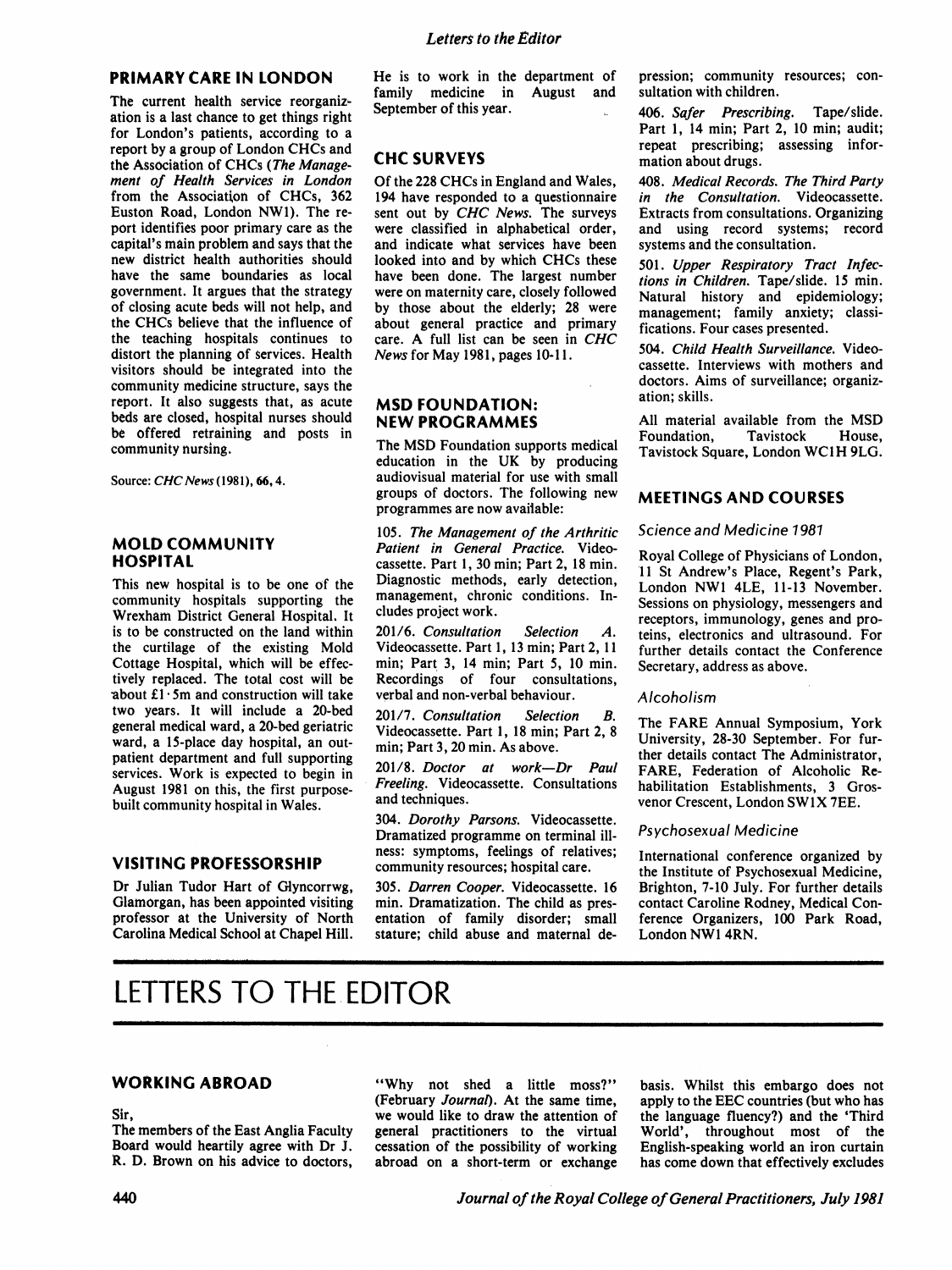## PRIMARY CARE IN LONDON

The current health service reorganization is a last chance to get things right for London's patients, according to a report by a group of London CHCs and the Association of CHCs (*The Management of Health Services in London* from the Association of CHCs, 362 Euston Road, London NW1). The report identifies poor primary care as the capital's main problem and says that the new district health authorities should have the same boundaries as local government. It argues that the strategy of closing acute beds will not help, and the CHCs believe that the influence of the teaching hospitals continues to distort the planning of services. Health visitors should be integrated into the community medicine structure, says the report. It also suggests that, as acute beds are closed, hospital nurses should be offered retraining and posts in community nursing.

Source: *CHC News* (1981), **66**, 4.

## MOLD COMMUNITY HOSPITAL

This new hospital is to be one of the community hospitals supporting the Wrexham District General Hospital. It is to be constructed on the land within the curtilage of the existing Mold Cottage Hospital, which will be effectively replaced. The total cost will be about £1·5m and construction will take two years. It will include a 20-bed general medical ward, a 20-bed geriatric ward, a 15-place day hospital, an outpatient department and full supporting services. Work is expected to begin in August 1981 on this, the first purpose-built community hospital in Wales.

## VISITING PROFESSORSHIP

Dr Julian Tudor Hart of Glyncorrwg, Glamorgan, has been appointed visiting professor at the University of North Carolina Medical School at Chapel Hill. He is to work in the department of family medicine in August and September of this year.

## CHC SURVEYS

Of the 228 CHCs in England and Wales, 194 have responded to a questionnaire sent out by *CHC News*. The surveys were classified in alphabetical order, and indicate what services have been looked into and by which CHCs these have been done. The largest number were on maternity care, closely followed by those about the elderly; 28 were about general practice and primary care. A full list can be seen in *CHC News* for May 1981, pages 10-11.

## MSD FOUNDATION: NEW PROGRAMMES

The MSD Foundation supports medical education in the UK by producing audiovisual material for use with small groups of doctors. The following new programmes are now available:

105. *The Management of the Arthritic Patient in General Practice.* Videocassette. Part 1, 30 min; Part 2, 18 min. Diagnostic methods, early detection, management, chronic conditions. Includes project work.

201/6. *Consultation Selection A.* Videocassette. Part 1, 13 min; Part 2, 11 min; Part 3, 14 min; Part 5, 10 min. Recordings of four consultations, verbal and non-verbal behaviour.

201/7. *Consultation Selection B.* Videocassette. Part 1, 18 min; Part 2, 8 min; Part 3, 20 min. As above.

201/8. *Doctor at work—Dr Paul Freeling.* Videocassette. Consultations and techniques.

304. *Dorothy Parsons.* Videocassette. Dramatized programme on terminal illness: symptoms, feelings of relatives; community resources; hospital care.

305. *Darren Cooper.* Videocassette. 16 min. Dramatization. The child as presentation of family disorder; small stature; child abuse and maternal depression; community resources; consultation with children.

406. *Safer Prescribing.* Tape/slide. Part 1, 14 min; Part 2, 10 min; audit; repeat prescribing; assessing information about drugs.

408. *Medical Records. The Third Party in the Consultation.* Videocassette. Extracts from consultations. Organizing and using record systems; record systems and the consultation.

501. *Upper Respiratory Tract Infections in Children.* Tape/slide. 15 min. Natural history and epidemiology; management; family anxiety; classifications. Four cases presented.

504. *Child Health Surveillance.* Videocassette. Interviews with mothers and doctors. Aims of surveillance; organization; skills.

All material available from the MSD Foundation, Tavistock House, Tavistock Square, London WC1H 9LG.

## MEETINGS AND COURSES

### Science and Medicine 1981

Royal College of Physicians of London, 11 St Andrew's Place, Regent's Park, London NW1 4LE, 11-13 November. Sessions on physiology, messengers and receptors, immunology, genes and proteins, electronics and ultrasound. For further details contact the Conference Secretary, address as above.

### Alcoholism

The FARE Annual Symposium, York University, 28-30 September. For further details contact The Administrator, FARE, Federation of Alcoholic Rehabilitation Establishments, 3 Grosvenor Crescent, London SW1X 7EE.

### Psychosexual Medicine

International conference organized by the Institute of Psychosexual Medicine, Brighton, 7-10 July. For further details contact Caroline Rodney, Medical Conference Organizers, 100 Park Road, London NW1 4RN.

# LETTERS TO THE EDITOR

## WORKING ABROAD

Sir,

The members of the East Anglia Faculty Board would heartily agree with Dr J. R. D. Brown on his advice to doctors, "Why not shed a little moss?" (February *Journal*). At the same time, we would like to draw the attention of general practitioners to the virtual cessation of the possibility of working abroad on a short-term or exchange basis. Whilst this embargo does not apply to the EEC countries (but who has the language fluency?) and the 'Third World', throughout most of the English-speaking world an iron curtain has come down that effectively excludes